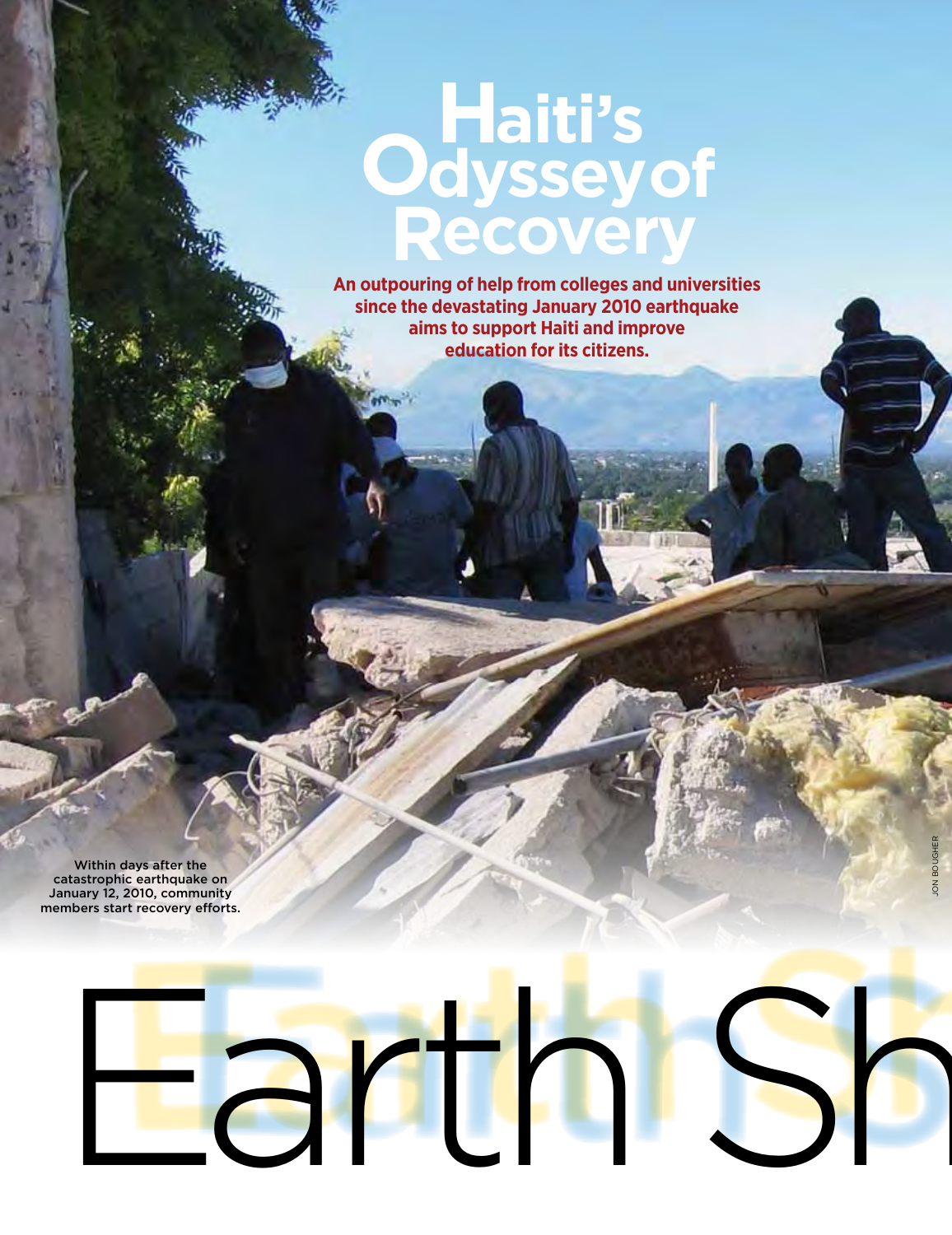# Haiti's Odyssey of Recovery

**An outpouring of help from colleges and universities since the devastating January 2010 earthquake aims to support Haiti and improve education for its citizens.**

Within days after the catastrophic earthquake on January 12, 2010, community members start recovery efforts.

JON BOUGHER

# Earth Sh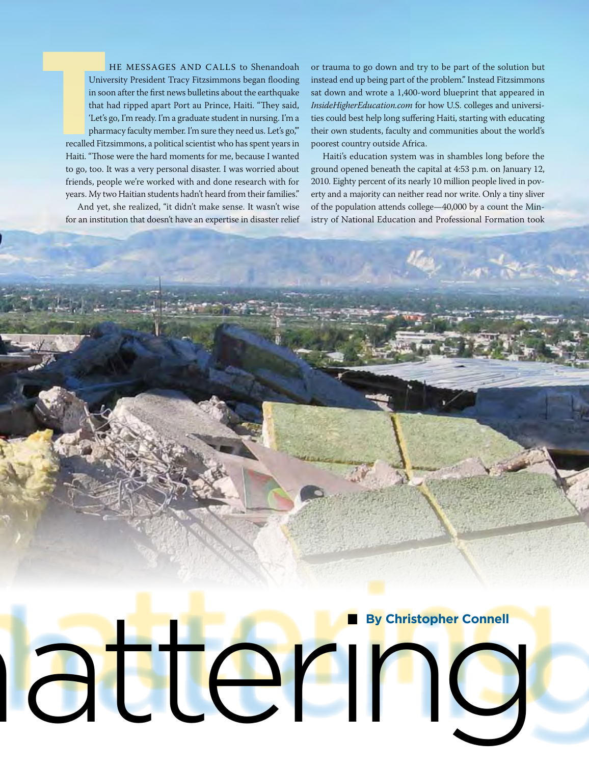THE MESSAGES AND CALLS to Shenandoah University President Tracy Fitzsimmons began flooding in soon after the first news bulletins about the earthquake that had ripped apart Port au Prince, Haiti. "They said, 'Let's go, I'm ready. I'm a graduate student in nursing. I'm a pharmacy faculty member. I'm sure they need us. Let's go,'" recalled Fitzsimmons, a political scientist who has spent years in Haiti. "Those were the hard moments for me, because I wanted to go, too. It was a very personal disaster. I was worried about friends, people we're worked with and done research with for years. My two Haitian students hadn't heard from their families."

And yet, she realized, "it didn't make sense. It wasn't wise for an institution that doesn't have an expertise in disaster relief or trauma to go down and try to be part of the solution but instead end up being part of the problem." Instead Fitzsimmons sat down and wrote a 1,400-word blueprint that appeared in *InsideHigherEducation.com* for how U.S. colleges and universities could best help long suffering Haiti, starting with educating their own students, faculty and communities about the world's poorest country outside Africa.

Haiti's education system was in shambles long before the ground opened beneath the capital at 4:53 p.m. on January 12, 2010. Eighty percent of its nearly 10 million people lived in poverty and a majority can neither read nor write. Only a tiny sliver of the population attends college—40,000 by a count the Ministry of National Education and Professional Formation took

atttering

**By Christopher Connell**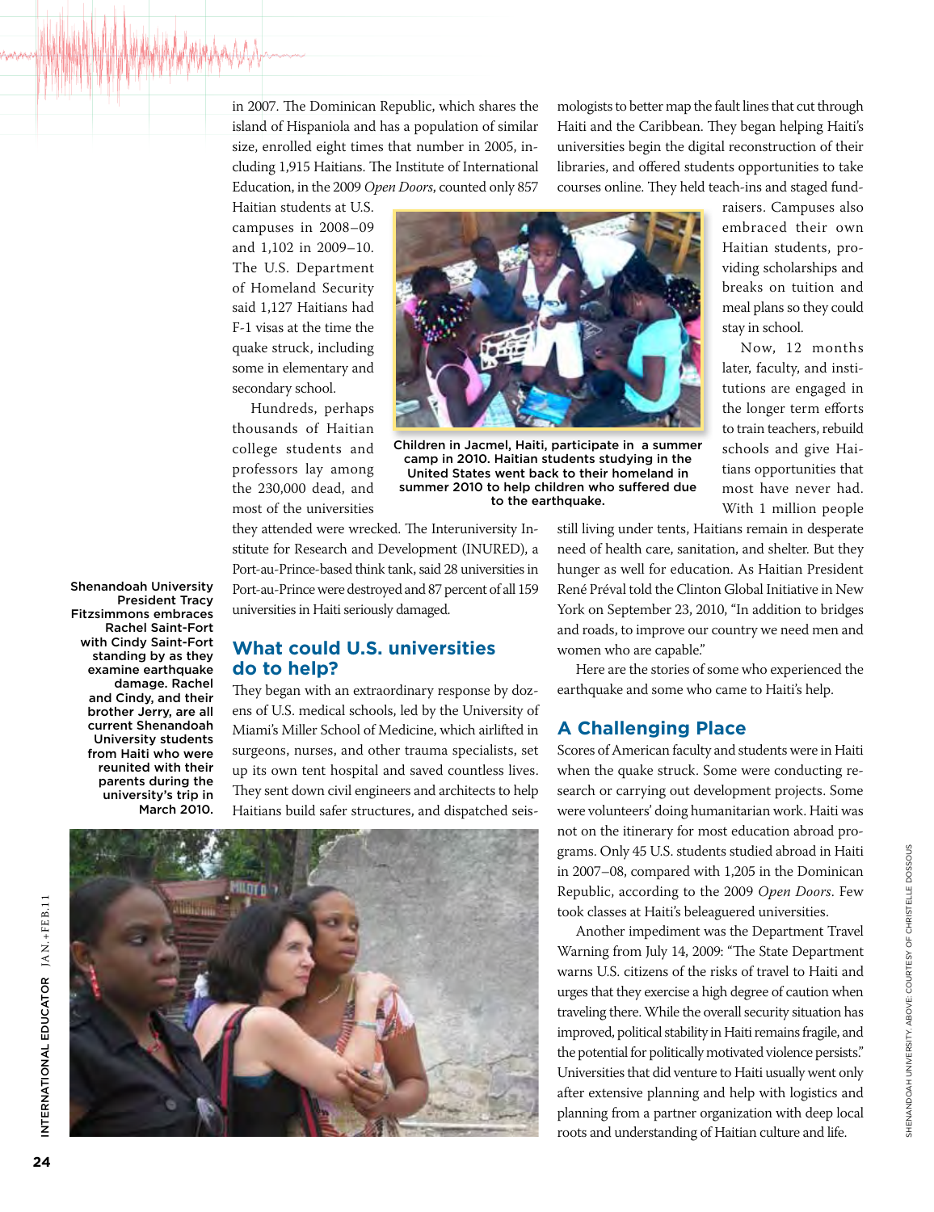in 2007. The Dominican Republic, which shares the island of Hispaniola and has a population of similar size, enrolled eight times that number in 2005, including 1,915 Haitians. The Institute of International Education, in the 2009 *Open Doors*, counted only 857 Haitian students at U.S. campuses in 2008–09 and 1,102 in 2009–10. The U.S. Department of Homeland Security said 1,127 Haitians had F-1 visas at the time the quake struck, including some in elementary and secondary school.

Hundreds, perhaps thousands of Haitian college students and professors lay among the 230,000 dead, and most of the universities they attended were wrecked. The Interuniversity Institute for Research and Development (INURED), a Port-au-Prince-based think tank, said 28 universities in Port-au-Prince were destroyed and 87 percent of all 159 universities in Haiti seriously damaged.

Children in Jacmel, Haiti, participate in a summer camp in 2010. Haitian students studying in the United States went back to their homeland in summer 2010 to help children who suffered due to the earthquake.

## What could U.S. universities do to help?

They began with an extraordinary response by dozens of U.S. medical schools, led by the University of Miami's Miller School of Medicine, which airlifted in surgeons, nurses, and other trauma specialists, set up its own tent hospital and saved countless lives. They sent down civil engineers and architects to help Haitians build safer structures, and dispatched seismologists to better map the fault lines that cut through Haiti and the Caribbean. They began helping Haiti's universities begin the digital reconstruction of their libraries, and offered students opportunities to take courses online. They held teach-ins and staged fundraisers. Campuses also embraced their own Haitian students, providing scholarships and breaks on tuition and meal plans so they could stay in school.

Now, 12 months later, faculty, and institutions are engaged in the longer term efforts to train teachers, rebuild schools and give Haitians opportunities that most have never had. With 1 million people still living under tents, Haitians remain in desperate need of health care, sanitation, and shelter. But they hunger as well for education. As Haitian President René Préval told the Clinton Global Initiative in New York on September 23, 2010, "In addition to bridges and roads, to improve our country we need men and women who are capable."

Here are the stories of some who experienced the earthquake and some who came to Haiti's help.

Shenandoah University President Tracy Fitzsimmons embraces Rachel Saint-Fort with Cindy Saint-Fort standing by as they examine earthquake damage. Rachel and Cindy, and their brother Jerry, are all current Shenandoah University students from Haiti who were reunited with their parents during the university's trip in March 2010.

## A Challenging Place

Scores of American faculty and students were in Haiti when the quake struck. Some were conducting research or carrying out development projects. Some were volunteers' doing humanitarian work. Haiti was not on the itinerary for most education abroad programs. Only 45 U.S. students studied abroad in Haiti in 2007–08, compared with 1,205 in the Dominican Republic, according to the 2009 *Open Doors*. Few took classes at Haiti's beleaguered universities.

Another impediment was the Department Travel Warning from July 14, 2009: "The State Department warns U.S. citizens of the risks of travel to Haiti and urges that they exercise a high degree of caution when traveling there. While the overall security situation has improved, political stability in Haiti remains fragile, and the potential for politically motivated violence persists." Universities that did venture to Haiti usually went only after extensive planning and help with logistics and planning from a partner organization with deep local roots and understanding of Haitian culture and life.

SHENANDOAH UNIVERSITY. ABOVE: COURTESY OF CHRISTELLE DOSSOUS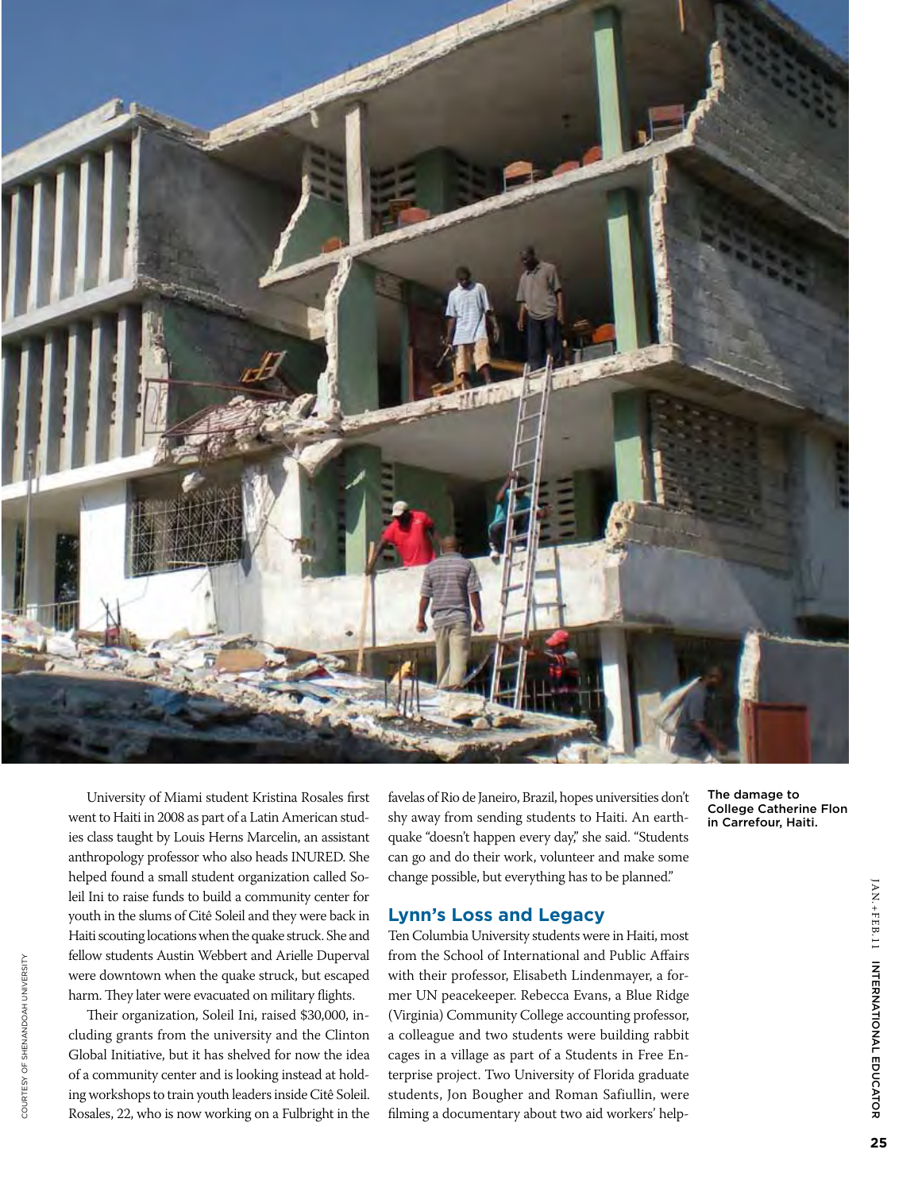The damage to College Catherine Flon in Carrefour, Haiti.

COURTESY OF SHENANDOAH UNIVERSITY

University of Miami student Kristina Rosales first went to Haiti in 2008 as part of a Latin American studies class taught by Louis Herns Marcelin, an assistant anthropology professor who also heads INURED. She helped found a small student organization called Soleil Ini to raise funds to build a community center for youth in the slums of Citê Soleil and they were back in Haiti scouting locations when the quake struck. She and fellow students Austin Webbert and Arielle Duperval were downtown when the quake struck, but escaped harm. They later were evacuated on military flights.

Their organization, Soleil Ini, raised $30,000, including grants from the university and the Clinton Global Initiative, but it has shelved for now the idea of a community center and is looking instead at holding workshops to train youth leaders inside Citê Soleil. Rosales, 22, who is now working on a Fulbright in the favelas of Rio de Janeiro, Brazil, hopes universities don't shy away from sending students to Haiti. An earthquake "doesn't happen every day," she said. "Students can go and do their work, volunteer and make some change possible, but everything has to be planned."

## Lynn's Loss and Legacy

Ten Columbia University students were in Haiti, most from the School of International and Public Affairs with their professor, Elisabeth Lindenmayer, a former UN peacekeeper. Rebecca Evans, a Blue Ridge (Virginia) Community College accounting professor, a colleague and two students were building rabbit cages in a village as part of a Students in Free Enterprise project. Two University of Florida graduate students, Jon Bougher and Roman Safiullin, were filming a documentary about two aid workers' help-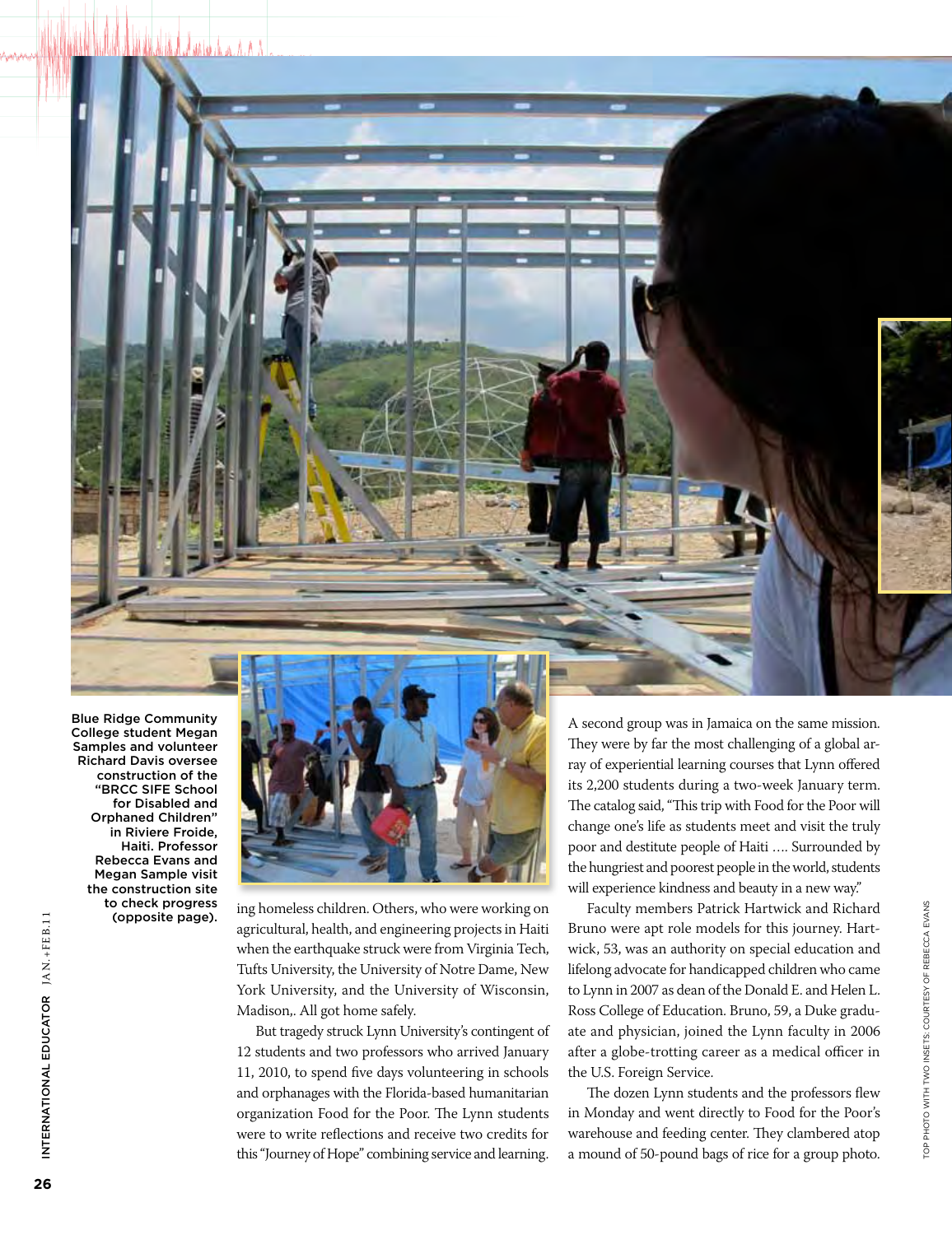Blue Ridge Community College student Megan Samples and volunteer Richard Davis oversee construction of the "BRCC SIFE School for Disabled and Orphaned Children" in Riviere Froide, Haiti. Professor Rebecca Evans and Megan Sample visit the construction site to check progress (opposite page).

ing homeless children. Others, who were working on agricultural, health, and engineering projects in Haiti when the earthquake struck were from Virginia Tech, Tufts University, the University of Notre Dame, New York University, and the University of Wisconsin, Madison,. All got home safely.

But tragedy struck Lynn University's contingent of 12 students and two professors who arrived January 11, 2010, to spend five days volunteering in schools and orphanages with the Florida-based humanitarian organization Food for the Poor. The Lynn students were to write reflections and receive two credits for this "Journey of Hope" combining service and learning.

A second group was in Jamaica on the same mission. They were by far the most challenging of a global array of experiential learning courses that Lynn offered its 2,200 students during a two-week January term. The catalog said, "This trip with Food for the Poor will change one's life as students meet and visit the truly poor and destitute people of Haiti .... Surrounded by the hungriest and poorest people in the world, students will experience kindness and beauty in a new way."

Faculty members Patrick Hartwick and Richard Bruno were apt role models for this journey. Hartwick, 53, was an authority on special education and lifelong advocate for handicapped children who came to Lynn in 2007 as dean of the Donald E. and Helen L. Ross College of Education. Bruno, 59, a Duke graduate and physician, joined the Lynn faculty in 2006 after a globe-trotting career as a medical officer in the U.S. Foreign Service.

The dozen Lynn students and the professors flew in Monday and went directly to Food for the Poor's warehouse and feeding center. They clambered atop a mound of 50-pound bags of rice for a group photo.

TOP PHOTO WITH TWO INSETS: COURTESY OF REBECCA EVANS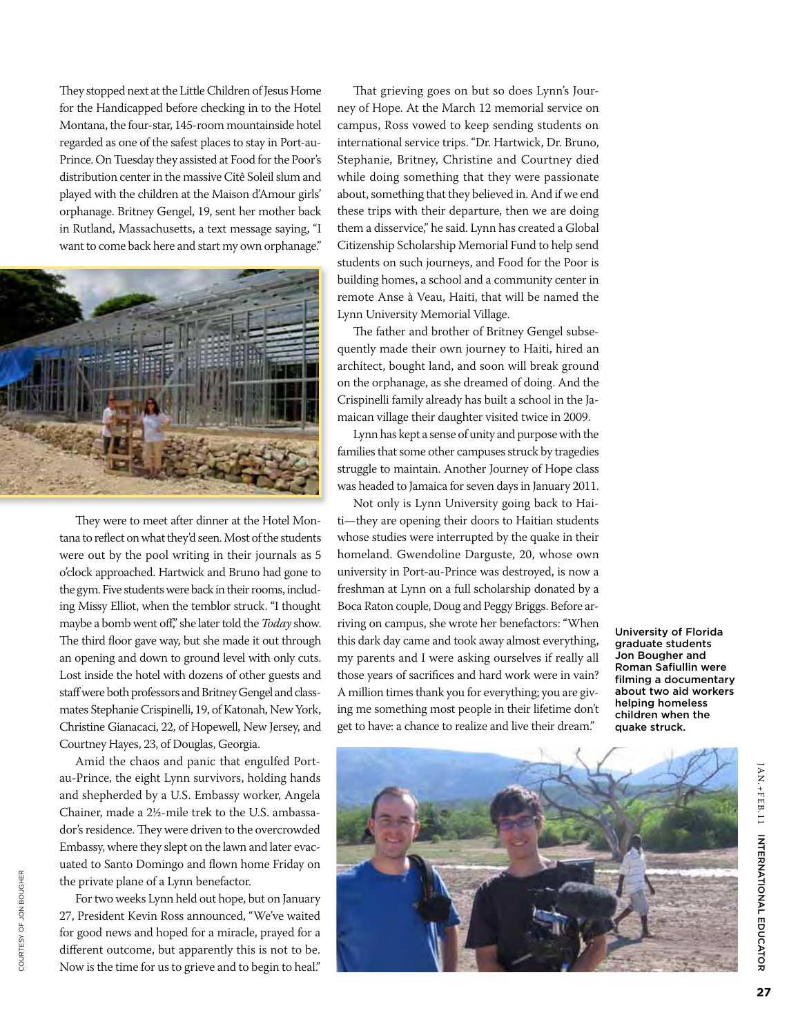They stopped next at the Little Children of Jesus Home for the Handicapped before checking in to the Hotel Montana, the four-star, 145-room mountainside hotel regarded as one of the safest places to stay in Port-au-Prince. On Tuesday they assisted at Food for the Poor's distribution center in the massive Citê Soleil slum and played with the children at the Maison d'Amour girls' orphanage. Britney Gengel, 19, sent her mother back in Rutland, Massachusetts, a text message saying, "I want to come back here and start my own orphanage."

They were to meet after dinner at the Hotel Montana to reflect on what they'd seen. Most of the students were out by the pool writing in their journals as 5 o'clock approached. Hartwick and Bruno had gone to the gym. Five students were back in their rooms, including Missy Elliot, when the temblor struck. "I thought maybe a bomb went off," she later told the *Today* show. The third floor gave way, but she made it out through an opening and down to ground level with only cuts. Lost inside the hotel with dozens of other guests and staff were both professors and Britney Gengel and classmates Stephanie Crispinelli, 19, of Katonah, New York, Christine Gianacaci, 22, of Hopewell, New Jersey, and Courtney Hayes, 23, of Douglas, Georgia.

Amid the chaos and panic that engulfed Port-au-Prince, the eight Lynn survivors, holding hands and shepherded by a U.S. Embassy worker, Angela Chainer, made a 2½-mile trek to the U.S. ambassador's residence. They were driven to the overcrowded Embassy, where they slept on the lawn and later evacuated to Santo Domingo and flown home Friday on the private plane of a Lynn benefactor.

For two weeks Lynn held out hope, but on January 27, President Kevin Ross announced, "We've waited for good news and hoped for a miracle, prayed for a different outcome, but apparently this is not to be. Now is the time for us to grieve and to begin to heal."

That grieving goes on but so does Lynn's Journey of Hope. At the March 12 memorial service on campus, Ross vowed to keep sending students on international service trips. "Dr. Hartwick, Dr. Bruno, Stephanie, Britney, Christine and Courtney died while doing something that they were passionate about, something that they believed in. And if we end these trips with their departure, then we are doing them a disservice," he said. Lynn has created a Global Citizenship Scholarship Memorial Fund to help send students on such journeys, and Food for the Poor is building homes, a school and a community center in remote Anse à Veau, Haiti, that will be named the Lynn University Memorial Village.

The father and brother of Britney Gengel subsequently made their own journey to Haiti, hired an architect, bought land, and soon will break ground on the orphanage, as she dreamed of doing. And the Crispinelli family already has built a school in the Jamaican village their daughter visited twice in 2009.

Lynn has kept a sense of unity and purpose with the families that some other campuses struck by tragedies struggle to maintain. Another Journey of Hope class was headed to Jamaica for seven days in January 2011.

Not only is Lynn University going back to Haiti—they are opening their doors to Haitian students whose studies were interrupted by the quake in their homeland. Gwendoline Darguste, 20, whose own university in Port-au-Prince was destroyed, is now a freshman at Lynn on a full scholarship donated by a Boca Raton couple, Doug and Peggy Briggs. Before arriving on campus, she wrote her benefactors: "When this dark day came and took away almost everything, my parents and I were asking ourselves if really all those years of sacrifices and hard work were in vain? A million times thank you for everything; you are giving me something most people in their lifetime don't get to have: a chance to realize and live their dream."

**University of Florida graduate students Jon Bougher and Roman Safiullin were filming a documentary about two aid workers helping homeless children when the quake struck.**

COURTESY OF JON BOUGHER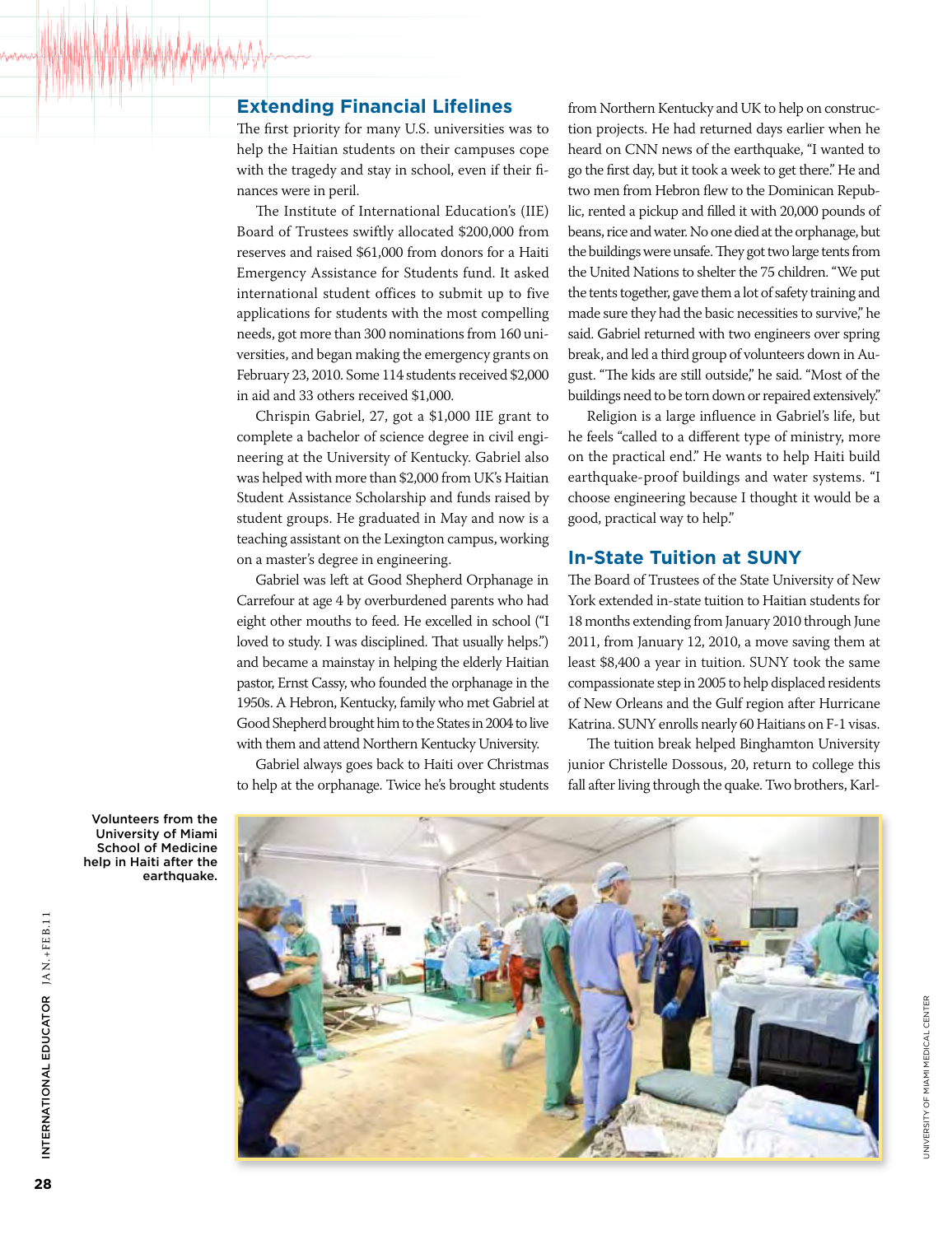## Extending Financial Lifelines

The first priority for many U.S. universities was to help the Haitian students on their campuses cope with the tragedy and stay in school, even if their finances were in peril.

The Institute of International Education's (IIE) Board of Trustees swiftly allocated $200,000 from reserves and raised $61,000 from donors for a Haiti Emergency Assistance for Students fund. It asked international student offices to submit up to five applications for students with the most compelling needs, got more than 300 nominations from 160 universities, and began making the emergency grants on February 23, 2010. Some 114 students received $2,000 in aid and 33 others received $1,000.

Chrispin Gabriel, 27, got a $1,000 IIE grant to complete a bachelor of science degree in civil engineering at the University of Kentucky. Gabriel also was helped with more than $2,000 from UK's Haitian Student Assistance Scholarship and funds raised by student groups. He graduated in May and now is a teaching assistant on the Lexington campus, working on a master's degree in engineering.

Gabriel was left at Good Shepherd Orphanage in Carrefour at age 4 by overburdened parents who had eight other mouths to feed. He excelled in school ("I loved to study. I was disciplined. That usually helps.") and became a mainstay in helping the elderly Haitian pastor, Ernst Cassy, who founded the orphanage in the 1950s. A Hebron, Kentucky, family who met Gabriel at Good Shepherd brought him to the States in 2004 to live with them and attend Northern Kentucky University.

Gabriel always goes back to Haiti over Christmas to help at the orphanage. Twice he's brought students from Northern Kentucky and UK to help on construction projects. He had returned days earlier when he heard on CNN news of the earthquake, "I wanted to go the first day, but it took a week to get there." He and two men from Hebron flew to the Dominican Republic, rented a pickup and filled it with 20,000 pounds of beans, rice and water. No one died at the orphanage, but the buildings were unsafe. They got two large tents from the United Nations to shelter the 75 children. "We put the tents together, gave them a lot of safety training and made sure they had the basic necessities to survive," he said. Gabriel returned with two engineers over spring break, and led a third group of volunteers down in August. "The kids are still outside," he said. "Most of the buildings need to be torn down or repaired extensively."

Religion is a large influence in Gabriel's life, but he feels "called to a different type of ministry, more on the practical end." He wants to help Haiti build earthquake-proof buildings and water systems. "I choose engineering because I thought it would be a good, practical way to help."

## In-State Tuition at SUNY

The Board of Trustees of the State University of New York extended in-state tuition to Haitian students for 18 months extending from January 2010 through June 2011, from January 12, 2010, a move saving them at least $8,400 a year in tuition. SUNY took the same compassionate step in 2005 to help displaced residents of New Orleans and the Gulf region after Hurricane Katrina. SUNY enrolls nearly 60 Haitians on F-1 visas.

The tuition break helped Binghamton University junior Christelle Dossous, 20, return to college this fall after living through the quake. Two brothers, Karl-

Volunteers from the University of Miami School of Medicine help in Haiti after the earthquake.

UNIVERSITY OF MIAMI MEDICAL CENTER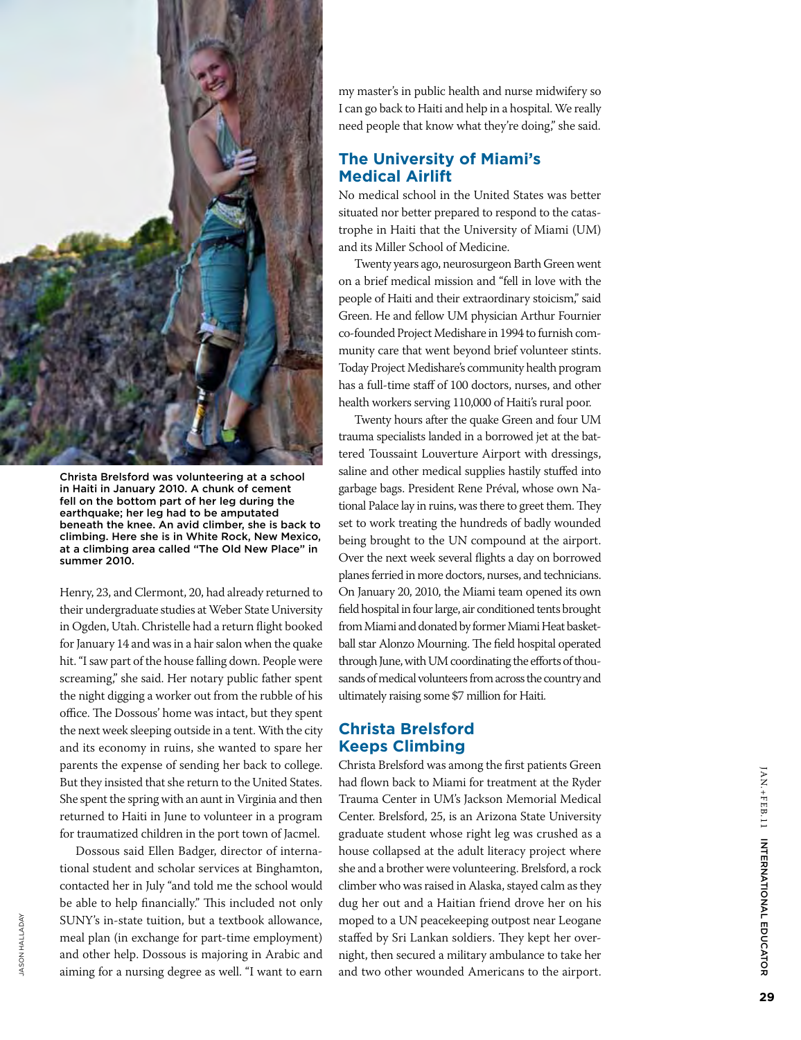Christa Brelsford was volunteering at a school in Haiti in January 2010. A chunk of cement fell on the bottom part of her leg during the earthquake; her leg had to be amputated beneath the knee. An avid climber, she is back to climbing. Here she is in White Rock, New Mexico, at a climbing area called "The Old New Place" in summer 2010.

Henry, 23, and Clermont, 20, had already returned to their undergraduate studies at Weber State University in Ogden, Utah. Christelle had a return flight booked for January 14 and was in a hair salon when the quake hit. "I saw part of the house falling down. People were screaming," she said. Her notary public father spent the night digging a worker out from the rubble of his office. The Dossous' home was intact, but they spent the next week sleeping outside in a tent. With the city and its economy in ruins, she wanted to spare her parents the expense of sending her back to college. But they insisted that she return to the United States. She spent the spring with an aunt in Virginia and then returned to Haiti in June to volunteer in a program for traumatized children in the port town of Jacmel.

Dossous said Ellen Badger, director of international student and scholar services at Binghamton, contacted her in July "and told me the school would be able to help financially." This included not only SUNY's in-state tuition, but a textbook allowance, meal plan (in exchange for part-time employment) and other help. Dossous is majoring in Arabic and aiming for a nursing degree as well. "I want to earn my master's in public health and nurse midwifery so I can go back to Haiti and help in a hospital. We really need people that know what they're doing," she said.

## The University of Miami's Medical Airlift

No medical school in the United States was better situated nor better prepared to respond to the catastrophe in Haiti that the University of Miami (UM) and its Miller School of Medicine.

Twenty years ago, neurosurgeon Barth Green went on a brief medical mission and "fell in love with the people of Haiti and their extraordinary stoicism," said Green. He and fellow UM physician Arthur Fournier co-founded Project Medishare in 1994 to furnish community care that went beyond brief volunteer stints. Today Project Medishare's community health program has a full-time staff of 100 doctors, nurses, and other health workers serving 110,000 of Haiti's rural poor.

Twenty hours after the quake Green and four UM trauma specialists landed in a borrowed jet at the battered Toussaint Louverture Airport with dressings, saline and other medical supplies hastily stuffed into garbage bags. President Rene Préval, whose own National Palace lay in ruins, was there to greet them. They set to work treating the hundreds of badly wounded being brought to the UN compound at the airport. Over the next week several flights a day on borrowed planes ferried in more doctors, nurses, and technicians. On January 20, 2010, the Miami team opened its own field hospital in four large, air conditioned tents brought from Miami and donated by former Miami Heat basketball star Alonzo Mourning. The field hospital operated through June, with UM coordinating the efforts of thousands of medical volunteers from across the country and ultimately raising some $7 million for Haiti.

## Christa Brelsford Keeps Climbing

Christa Brelsford was among the first patients Green had flown back to Miami for treatment at the Ryder Trauma Center in UM's Jackson Memorial Medical Center. Brelsford, 25, is an Arizona State University graduate student whose right leg was crushed as a house collapsed at the adult literacy project where she and a brother were volunteering. Brelsford, a rock climber who was raised in Alaska, stayed calm as they dug her out and a Haitian friend drove her on his moped to a UN peacekeeping outpost near Leogane staffed by Sri Lankan soldiers. They kept her overnight, then secured a military ambulance to take her and two other wounded Americans to the airport.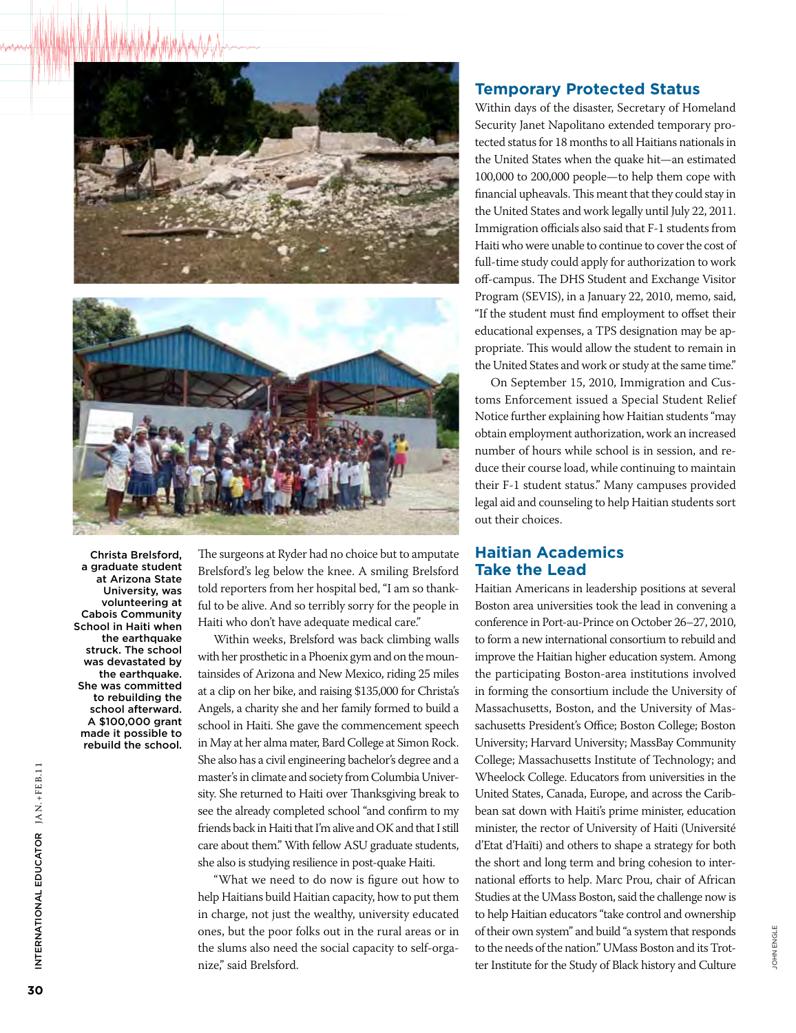Christa Brelsford, a graduate student at Arizona State University, was volunteering at Cabois Community School in Haiti when the earthquake struck. The school was devastated by the earthquake. She was committed to rebuilding the school afterward. A $100,000 grant made it possible to rebuild the school.

The surgeons at Ryder had no choice but to amputate Brelsford's leg below the knee. A smiling Brelsford told reporters from her hospital bed, "I am so thankful to be alive. And so terribly sorry for the people in Haiti who don't have adequate medical care."

Within weeks, Brelsford was back climbing walls with her prosthetic in a Phoenix gym and on the mountainsides of Arizona and New Mexico, riding 25 miles at a clip on her bike, and raising $135,000 for Christa's Angels, a charity she and her family formed to build a school in Haiti. She gave the commencement speech in May at her alma mater, Bard College at Simon Rock. She also has a civil engineering bachelor's degree and a master's in climate and society from Columbia University. She returned to Haiti over Thanksgiving break to see the already completed school "and confirm to my friends back in Haiti that I'm alive and OK and that I still care about them." With fellow ASU graduate students, she also is studying resilience in post-quake Haiti.

"What we need to do now is figure out how to help Haitians build Haitian capacity, how to put them in charge, not just the wealthy, university educated ones, but the poor folks out in the rural areas or in the slums also need the social capacity to self-organize," said Brelsford.

## Temporary Protected Status

Within days of the disaster, Secretary of Homeland Security Janet Napolitano extended temporary protected status for 18 months to all Haitians nationals in the United States when the quake hit—an estimated 100,000 to 200,000 people—to help them cope with financial upheavals. This meant that they could stay in the United States and work legally until July 22, 2011. Immigration officials also said that F-1 students from Haiti who were unable to continue to cover the cost of full-time study could apply for authorization to work off-campus. The DHS Student and Exchange Visitor Program (SEVIS), in a January 22, 2010, memo, said, "If the student must find employment to offset their educational expenses, a TPS designation may be appropriate. This would allow the student to remain in the United States and work or study at the same time."

On September 15, 2010, Immigration and Customs Enforcement issued a Special Student Relief Notice further explaining how Haitian students "may obtain employment authorization, work an increased number of hours while school is in session, and reduce their course load, while continuing to maintain their F-1 student status." Many campuses provided legal aid and counseling to help Haitian students sort out their choices.

## Haitian Academics Take the Lead

Haitian Americans in leadership positions at several Boston area universities took the lead in convening a conference in Port-au-Prince on October 26–27, 2010, to form a new international consortium to rebuild and improve the Haitian higher education system. Among the participating Boston-area institutions involved in forming the consortium include the University of Massachusetts, Boston, and the University of Massachusetts President's Office; Boston College; Boston University; Harvard University; MassBay Community College; Massachusetts Institute of Technology; and Wheelock College. Educators from universities in the United States, Canada, Europe, and across the Caribbean sat down with Haiti's prime minister, education minister, the rector of University of Haiti (Université d'Etat d'Haïti) and others to shape a strategy for both the short and long term and bring cohesion to international efforts to help. Marc Prou, chair of African Studies at the UMass Boston, said the challenge now is to help Haitian educators "take control and ownership of their own system" and build "a system that responds to the needs of the nation." UMass Boston and its Trotter Institute for the Study of Black history and Culture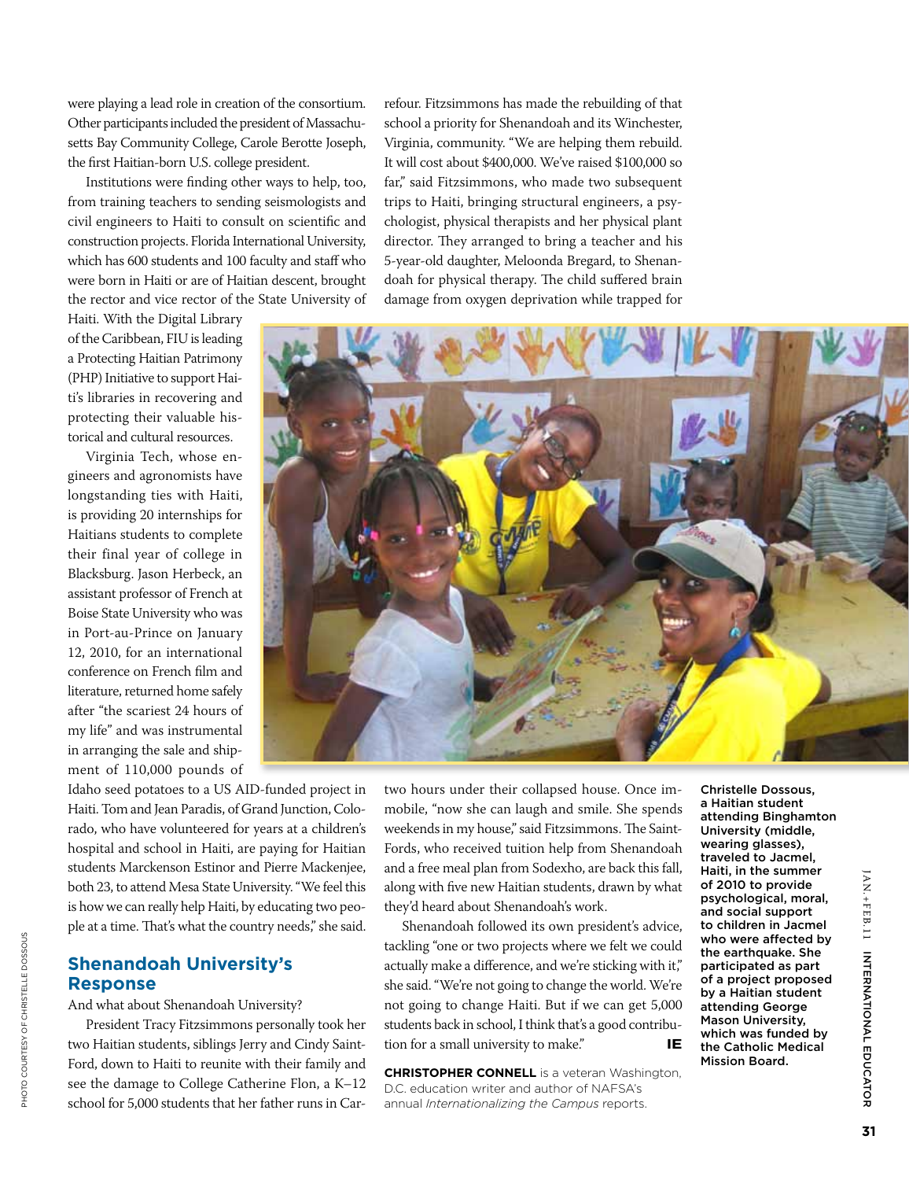were playing a lead role in creation of the consortium. Other participants included the president of Massachusetts Bay Community College, Carole Berotte Joseph, the first Haitian-born U.S. college president.

Institutions were finding other ways to help, too, from training teachers to sending seismologists and civil engineers to Haiti to consult on scientific and construction projects. Florida International University, which has 600 students and 100 faculty and staff who were born in Haiti or are of Haitian descent, brought the rector and vice rector of the State University of Haiti. With the Digital Library of the Caribbean, FIU is leading a Protecting Haitian Patrimony (PHP) Initiative to support Haiti's libraries in recovering and protecting their valuable historical and cultural resources.

Virginia Tech, whose engineers and agronomists have longstanding ties with Haiti, is providing 20 internships for Haitians students to complete their final year of college in Blacksburg. Jason Herbeck, an assistant professor of French at Boise State University who was in Port-au-Prince on January 12, 2010, for an international conference on French film and literature, returned home safely after "the scariest 24 hours of my life" and was instrumental in arranging the sale and shipment of 110,000 pounds of Idaho seed potatoes to a US AID-funded project in Haiti. Tom and Jean Paradis, of Grand Junction, Colorado, who have volunteered for years at a children's hospital and school in Haiti, are paying for Haitian students Marckenson Estinor and Pierre Mackenjee, both 23, to attend Mesa State University. "We feel this is how we can really help Haiti, by educating two people at a time. That's what the country needs," she said.

## Shenandoah University's Response

And what about Shenandoah University?

President Tracy Fitzsimmons personally took her two Haitian students, siblings Jerry and Cindy Saint-Ford, down to Haiti to reunite with their family and see the damage to College Catherine Flon, a K–12 school for 5,000 students that her father runs in Carrefour. Fitzsimmons has made the rebuilding of that school a priority for Shenandoah and its Winchester, Virginia, community. "We are helping them rebuild. It will cost about $400,000. We've raised $100,000 so far," said Fitzsimmons, who made two subsequent trips to Haiti, bringing structural engineers, a psychologist, physical therapists and her physical plant director. They arranged to bring a teacher and his 5-year-old daughter, Meloonda Bregard, to Shenandoah for physical therapy. The child suffered brain damage from oxygen deprivation while trapped for two hours under their collapsed house. Once immobile, "now she can laugh and smile. She spends weekends in my house," said Fitzsimmons. The Saint-Fords, who received tuition help from Shenandoah and a free meal plan from Sodexho, are back this fall, along with five new Haitian students, drawn by what they'd heard about Shenandoah's work.

Shenandoah followed its own president's advice, tackling "one or two projects where we felt we could actually make a difference, and we're sticking with it," she said. "We're not going to change the world. We're not going to change Haiti. But if we can get 5,000 students back in school, I think that's a good contribution for a small university to make." **IE**

**CHRISTOPHER CONNELL** is a veteran Washington, D.C. education writer and author of NAFSA's annual *Internationalizing the Campus* reports.

**Christelle Dossous, a Haitian student attending Binghamton University (middle, wearing glasses), traveled to Jacmel, Haiti, in the summer of 2010 to provide psychological, moral, and social support to children in Jacmel who were affected by the earthquake. She participated as part of a project proposed by a Haitian student attending George Mason University, which was funded by the Catholic Medical Mission Board.**

PHOTO COURTESY OF CHRISTELLE DOSSOUS